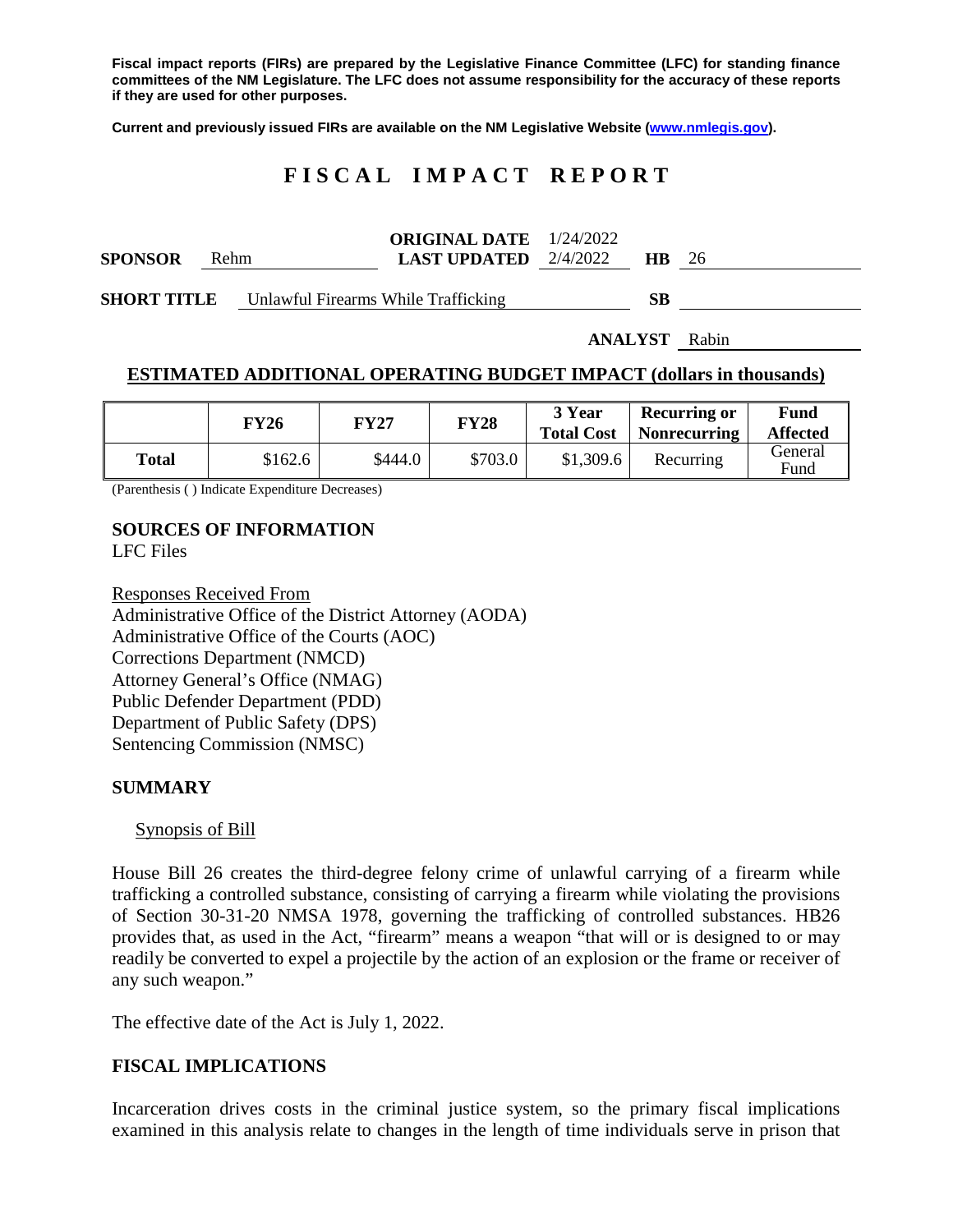**Fiscal impact reports (FIRs) are prepared by the Legislative Finance Committee (LFC) for standing finance committees of the NM Legislature. The LFC does not assume responsibility for the accuracy of these reports if they are used for other purposes.**

**Current and previously issued FIRs are available on the NM Legislative Website ([www.nmlegis.gov](www.nmlegis.gov)).**

# F I S C A L   I M P A C T   R E P O R T

**SPONSOR** Rehm  **ORIGINAL DATE** 1/24/2022  **LAST UPDATED** 2/4/2022  **HB** 26

**SHORT TITLE** Unlawful Firearms While Trafficking  **SB**

**ANALYST** Rabin

## ESTIMATED ADDITIONAL OPERATING BUDGET IMPACT (dollars in thousands)

| | FY26 | FY27 | FY28 | 3 Year Total Cost | Recurring or Nonrecurring | Fund Affected |
|---|---|---|---|---|---|---|
| **Total** | $162.6 | $444.0 | $703.0 | $1,309.6 | Recurring | General Fund |

(Parenthesis ( ) Indicate Expenditure Decreases)

**SOURCES OF INFORMATION**
LFC Files

Responses Received From
Administrative Office of the District Attorney (AODA)
Administrative Office of the Courts (AOC)
Corrections Department (NMCD)
Attorney General's Office (NMAG)
Public Defender Department (PDD)
Department of Public Safety (DPS)
Sentencing Commission (NMSC)

## SUMMARY

Synopsis of Bill

House Bill 26 creates the third-degree felony crime of unlawful carrying of a firearm while trafficking a controlled substance, consisting of carrying a firearm while violating the provisions of Section 30-31-20 NMSA 1978, governing the trafficking of controlled substances. HB26 provides that, as used in the Act, "firearm" means a weapon "that will or is designed to or may readily be converted to expel a projectile by the action of an explosion or the frame or receiver of any such weapon."

The effective date of the Act is July 1, 2022.

## FISCAL IMPLICATIONS

Incarceration drives costs in the criminal justice system, so the primary fiscal implications examined in this analysis relate to changes in the length of time individuals serve in prison that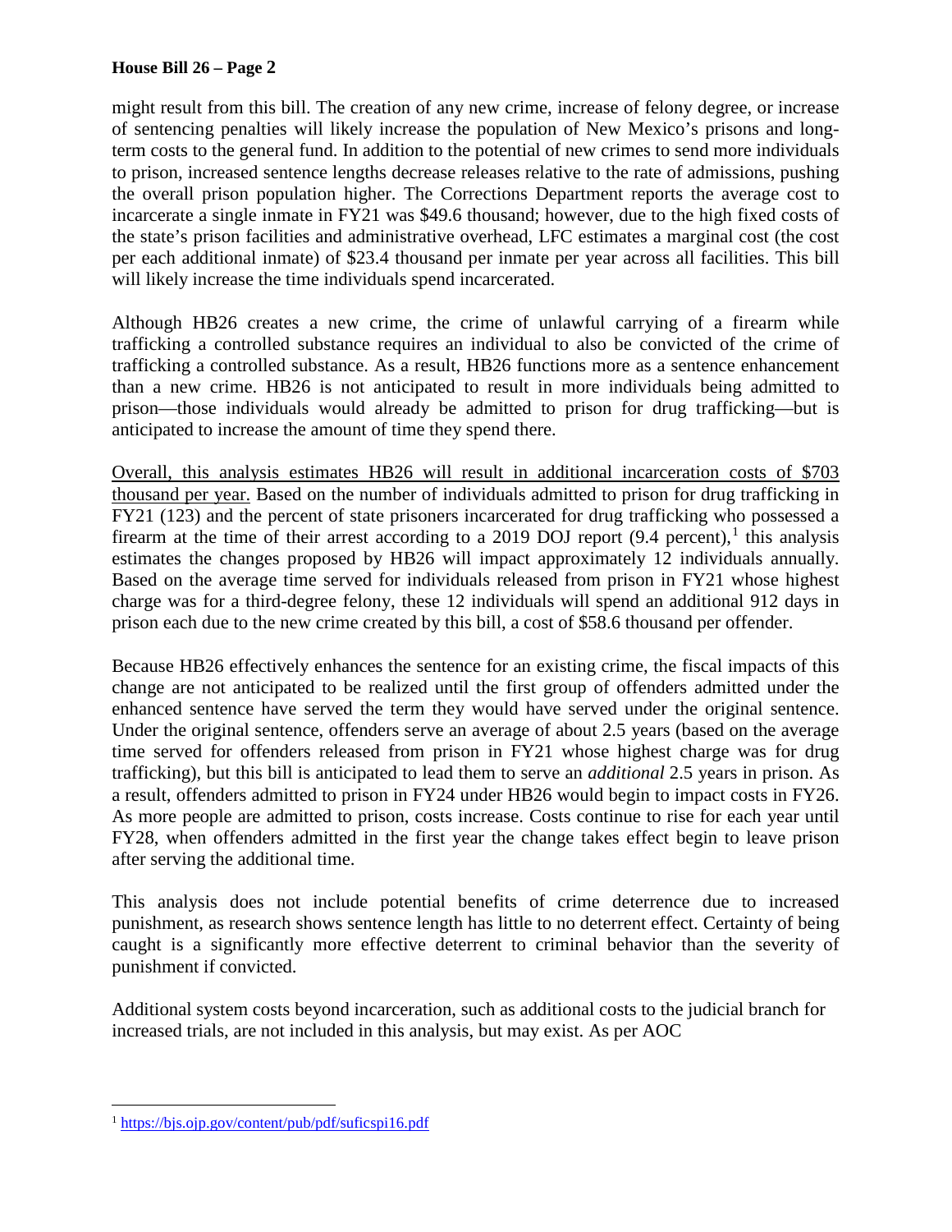might result from this bill. The creation of any new crime, increase of felony degree, or increase of sentencing penalties will likely increase the population of New Mexico's prisons and long-term costs to the general fund. In addition to the potential of new crimes to send more individuals to prison, increased sentence lengths decrease releases relative to the rate of admissions, pushing the overall prison population higher. The Corrections Department reports the average cost to incarcerate a single inmate in FY21 was $49.6 thousand; however, due to the high fixed costs of the state's prison facilities and administrative overhead, LFC estimates a marginal cost (the cost per each additional inmate) of $23.4 thousand per inmate per year across all facilities. This bill will likely increase the time individuals spend incarcerated.

Although HB26 creates a new crime, the crime of unlawful carrying of a firearm while trafficking a controlled substance requires an individual to also be convicted of the crime of trafficking a controlled substance. As a result, HB26 functions more as a sentence enhancement than a new crime. HB26 is not anticipated to result in more individuals being admitted to prison—those individuals would already be admitted to prison for drug trafficking—but is anticipated to increase the amount of time they spend there.

<u>Overall, this analysis estimates HB26 will result in additional incarceration costs of $703 thousand per year.</u> Based on the number of individuals admitted to prison for drug trafficking in FY21 (123) and the percent of state prisoners incarcerated for drug trafficking who possessed a firearm at the time of their arrest according to a 2019 DOJ report (9.4 percent),[1] this analysis estimates the changes proposed by HB26 will impact approximately 12 individuals annually. Based on the average time served for individuals released from prison in FY21 whose highest charge was for a third-degree felony, these 12 individuals will spend an additional 912 days in prison each due to the new crime created by this bill, a cost of $58.6 thousand per offender.

Because HB26 effectively enhances the sentence for an existing crime, the fiscal impacts of this change are not anticipated to be realized until the first group of offenders admitted under the enhanced sentence have served the term they would have served under the original sentence. Under the original sentence, offenders serve an average of about 2.5 years (based on the average time served for offenders released from prison in FY21 whose highest charge was for drug trafficking), but this bill is anticipated to lead them to serve an *additional* 2.5 years in prison. As a result, offenders admitted to prison in FY24 under HB26 would begin to impact costs in FY26. As more people are admitted to prison, costs increase. Costs continue to rise for each year until FY28, when offenders admitted in the first year the change takes effect begin to leave prison after serving the additional time.

This analysis does not include potential benefits of crime deterrence due to increased punishment, as research shows sentence length has little to no deterrent effect. Certainty of being caught is a significantly more effective deterrent to criminal behavior than the severity of punishment if convicted.

Additional system costs beyond incarceration, such as additional costs to the judicial branch for increased trials, are not included in this analysis, but may exist. As per AOC

---

[1] https://bjs.ojp.gov/content/pub/pdf/suficspi16.pdf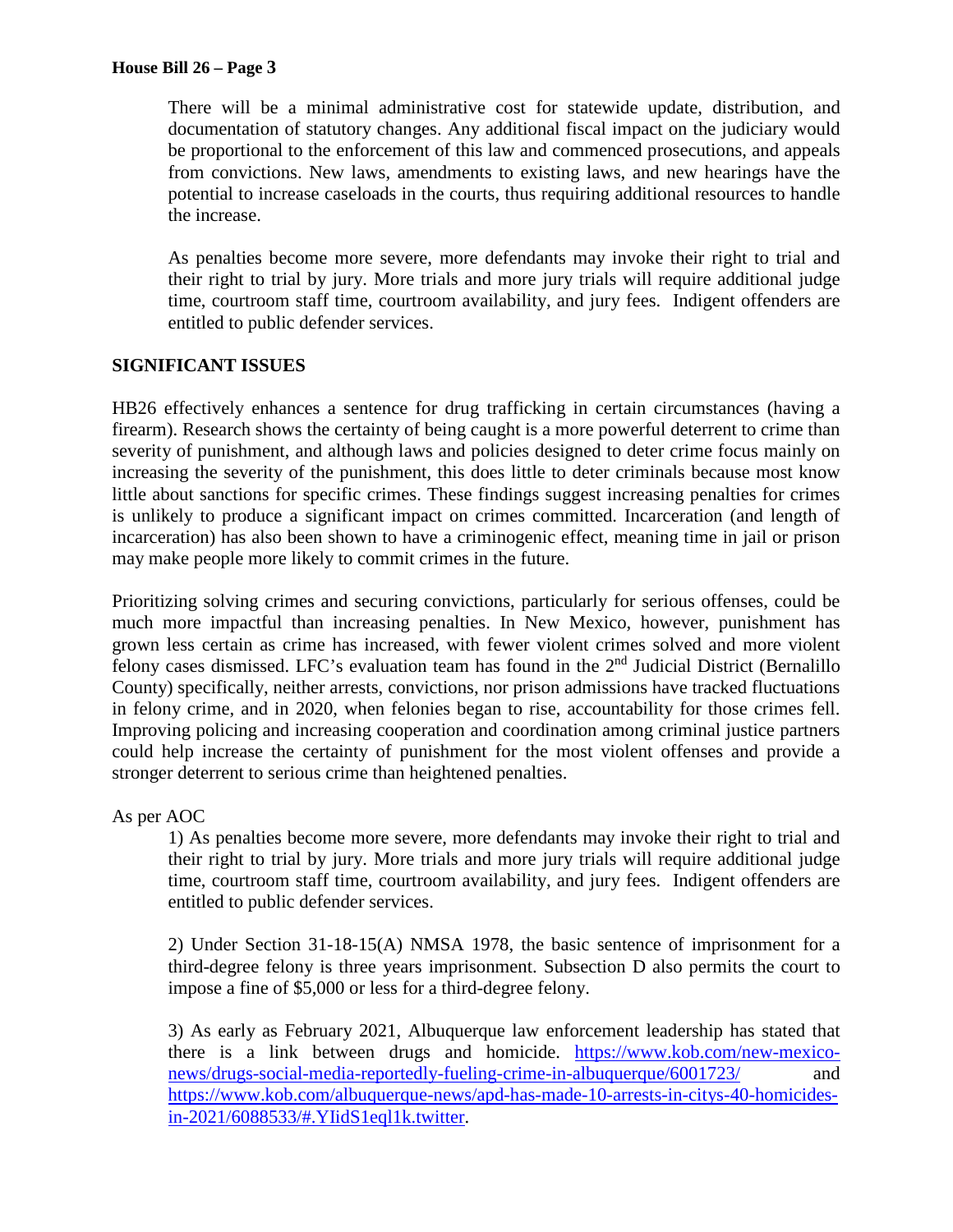There will be a minimal administrative cost for statewide update, distribution, and documentation of statutory changes. Any additional fiscal impact on the judiciary would be proportional to the enforcement of this law and commenced prosecutions, and appeals from convictions. New laws, amendments to existing laws, and new hearings have the potential to increase caseloads in the courts, thus requiring additional resources to handle the increase.

As penalties become more severe, more defendants may invoke their right to trial and their right to trial by jury. More trials and more jury trials will require additional judge time, courtroom staff time, courtroom availability, and jury fees. Indigent offenders are entitled to public defender services.

**SIGNIFICANT ISSUES**

HB26 effectively enhances a sentence for drug trafficking in certain circumstances (having a firearm). Research shows the certainty of being caught is a more powerful deterrent to crime than severity of punishment, and although laws and policies designed to deter crime focus mainly on increasing the severity of the punishment, this does little to deter criminals because most know little about sanctions for specific crimes. These findings suggest increasing penalties for crimes is unlikely to produce a significant impact on crimes committed. Incarceration (and length of incarceration) has also been shown to have a criminogenic effect, meaning time in jail or prison may make people more likely to commit crimes in the future.

Prioritizing solving crimes and securing convictions, particularly for serious offenses, could be much more impactful than increasing penalties. In New Mexico, however, punishment has grown less certain as crime has increased, with fewer violent crimes solved and more violent felony cases dismissed. LFC's evaluation team has found in the 2nd Judicial District (Bernalillo County) specifically, neither arrests, convictions, nor prison admissions have tracked fluctuations in felony crime, and in 2020, when felonies began to rise, accountability for those crimes fell. Improving policing and increasing cooperation and coordination among criminal justice partners could help increase the certainty of punishment for the most violent offenses and provide a stronger deterrent to serious crime than heightened penalties.

As per AOC

1) As penalties become more severe, more defendants may invoke their right to trial and their right to trial by jury. More trials and more jury trials will require additional judge time, courtroom staff time, courtroom availability, and jury fees. Indigent offenders are entitled to public defender services.

2) Under Section 31-18-15(A) NMSA 1978, the basic sentence of imprisonment for a third-degree felony is three years imprisonment. Subsection D also permits the court to impose a fine of $5,000 or less for a third-degree felony.

3) As early as February 2021, Albuquerque law enforcement leadership has stated that there is a link between drugs and homicide. https://www.kob.com/new-mexico-news/drugs-social-media-reportedly-fueling-crime-in-albuquerque/6001723/ and https://www.kob.com/albuquerque-news/apd-has-made-10-arrests-in-citys-40-homicides-in-2021/6088533/#.YIidS1eql1k.twitter.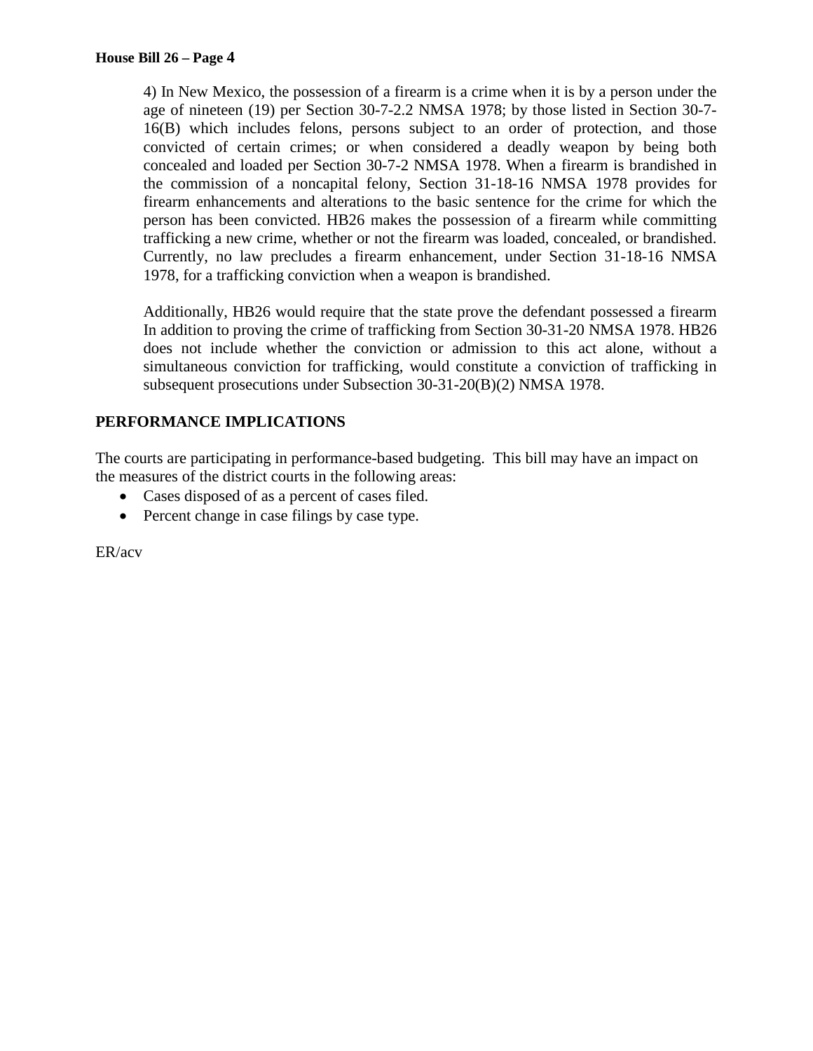4) In New Mexico, the possession of a firearm is a crime when it is by a person under the age of nineteen (19) per Section 30-7-2.2 NMSA 1978; by those listed in Section 30-7-16(B) which includes felons, persons subject to an order of protection, and those convicted of certain crimes; or when considered a deadly weapon by being both concealed and loaded per Section 30-7-2 NMSA 1978. When a firearm is brandished in the commission of a noncapital felony, Section 31-18-16 NMSA 1978 provides for firearm enhancements and alterations to the basic sentence for the crime for which the person has been convicted. HB26 makes the possession of a firearm while committing trafficking a new crime, whether or not the firearm was loaded, concealed, or brandished. Currently, no law precludes a firearm enhancement, under Section 31-18-16 NMSA 1978, for a trafficking conviction when a weapon is brandished.

Additionally, HB26 would require that the state prove the defendant possessed a firearm In addition to proving the crime of trafficking from Section 30-31-20 NMSA 1978. HB26 does not include whether the conviction or admission to this act alone, without a simultaneous conviction for trafficking, would constitute a conviction of trafficking in subsequent prosecutions under Subsection 30-31-20(B)(2) NMSA 1978.

## PERFORMANCE IMPLICATIONS

The courts are participating in performance-based budgeting. This bill may have an impact on the measures of the district courts in the following areas:

- Cases disposed of as a percent of cases filed.
- Percent change in case filings by case type.

ER/acv